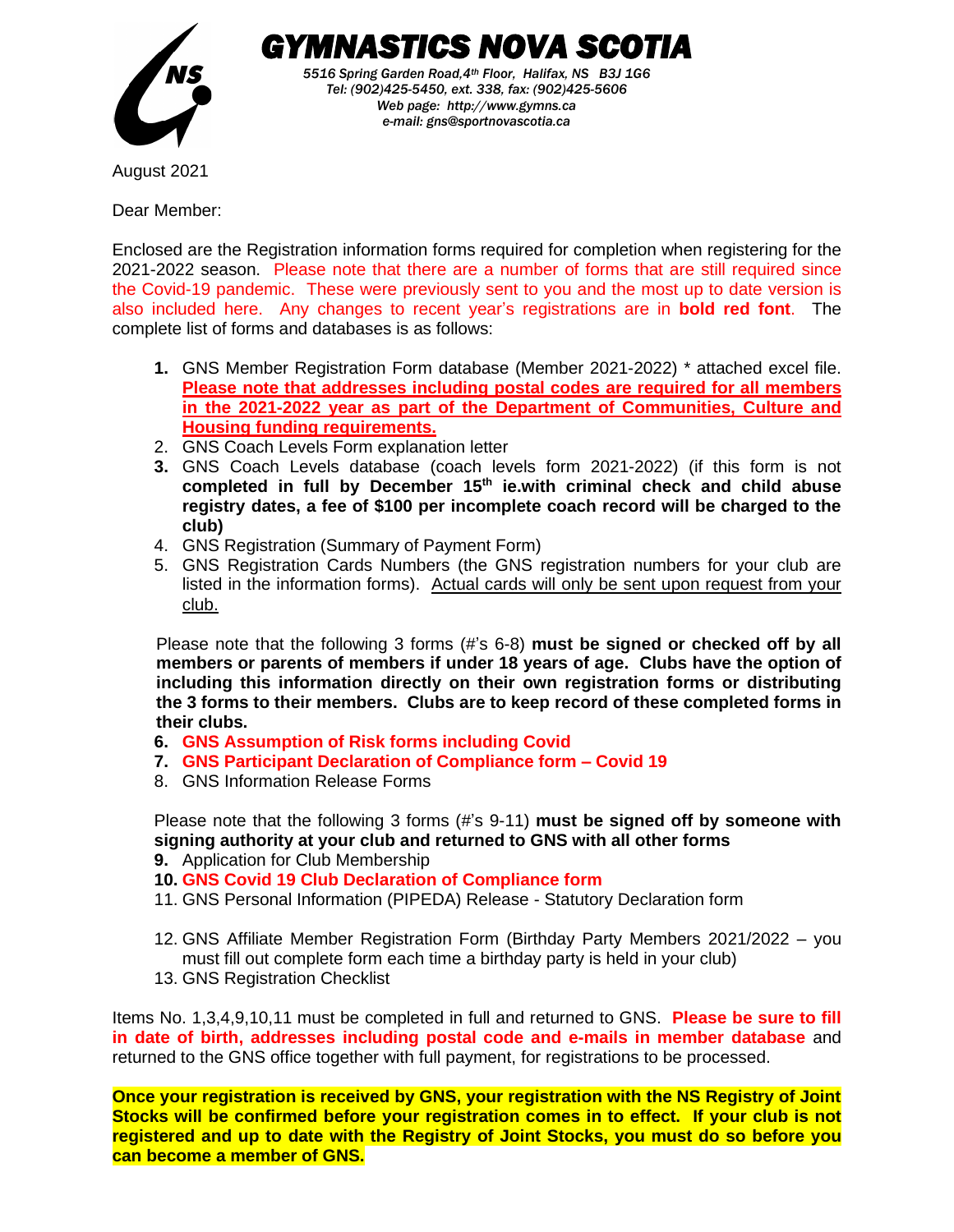# GYMNASTICS NOVA SCOTIA

*5516 Spring Garden Road,4th Floor, Halifax, NS B3J 1G6*
*Tel: (902)425-5450, ext. 338, fax: (902)425-5606*
*Web page: http://www.gymns.ca*
*e-mail: gns@sportnovascotia.ca*

August 2021

Dear Member:

Enclosed are the Registration information forms required for completion when registering for the 2021-2022 season. Please note that there are a number of forms that are still required since the Covid-19 pandemic. These were previously sent to you and the most up to date version is also included here. Any changes to recent year's registrations are in **bold red font**. The complete list of forms and databases is as follows:

1. GNS Member Registration Form database (Member 2021-2022) * attached excel file. **Please note that addresses including postal codes are required for all members in the 2021-2022 year as part of the Department of Communities, Culture and Housing funding requirements.**
2. GNS Coach Levels Form explanation letter
3. GNS Coach Levels database (coach levels form 2021-2022) (if this form is not **completed in full by December 15th ie.with criminal check and child abuse registry dates, a fee of $100 per incomplete coach record will be charged to the club)**
4. GNS Registration (Summary of Payment Form)
5. GNS Registration Cards Numbers (the GNS registration numbers for your club are listed in the information forms). Actual cards will only be sent upon request from your club.

Please note that the following 3 forms (#'s 6-8) **must be signed or checked off by all members or parents of members if under 18 years of age. Clubs have the option of including this information directly on their own registration forms or distributing the 3 forms to their members. Clubs are to keep record of these completed forms in their clubs.**

6. **GNS Assumption of Risk forms including Covid**
7. **GNS Participant Declaration of Compliance form – Covid 19**
8. GNS Information Release Forms

Please note that the following 3 forms (#'s 9-11) **must be signed off by someone with signing authority at your club and returned to GNS with all other forms**

9. Application for Club Membership
10. **GNS Covid 19 Club Declaration of Compliance form**
11. GNS Personal Information (PIPEDA) Release - Statutory Declaration form
12. GNS Affiliate Member Registration Form (Birthday Party Members 2021/2022 – you must fill out complete form each time a birthday party is held in your club)
13. GNS Registration Checklist

Items No. 1,3,4,9,10,11 must be completed in full and returned to GNS. **Please be sure to fill in date of birth, addresses including postal code and e-mails in member database** and returned to the GNS office together with full payment, for registrations to be processed.

**Once your registration is received by GNS, your registration with the NS Registry of Joint Stocks will be confirmed before your registration comes in to effect. If your club is not registered and up to date with the Registry of Joint Stocks, you must do so before you can become a member of GNS.**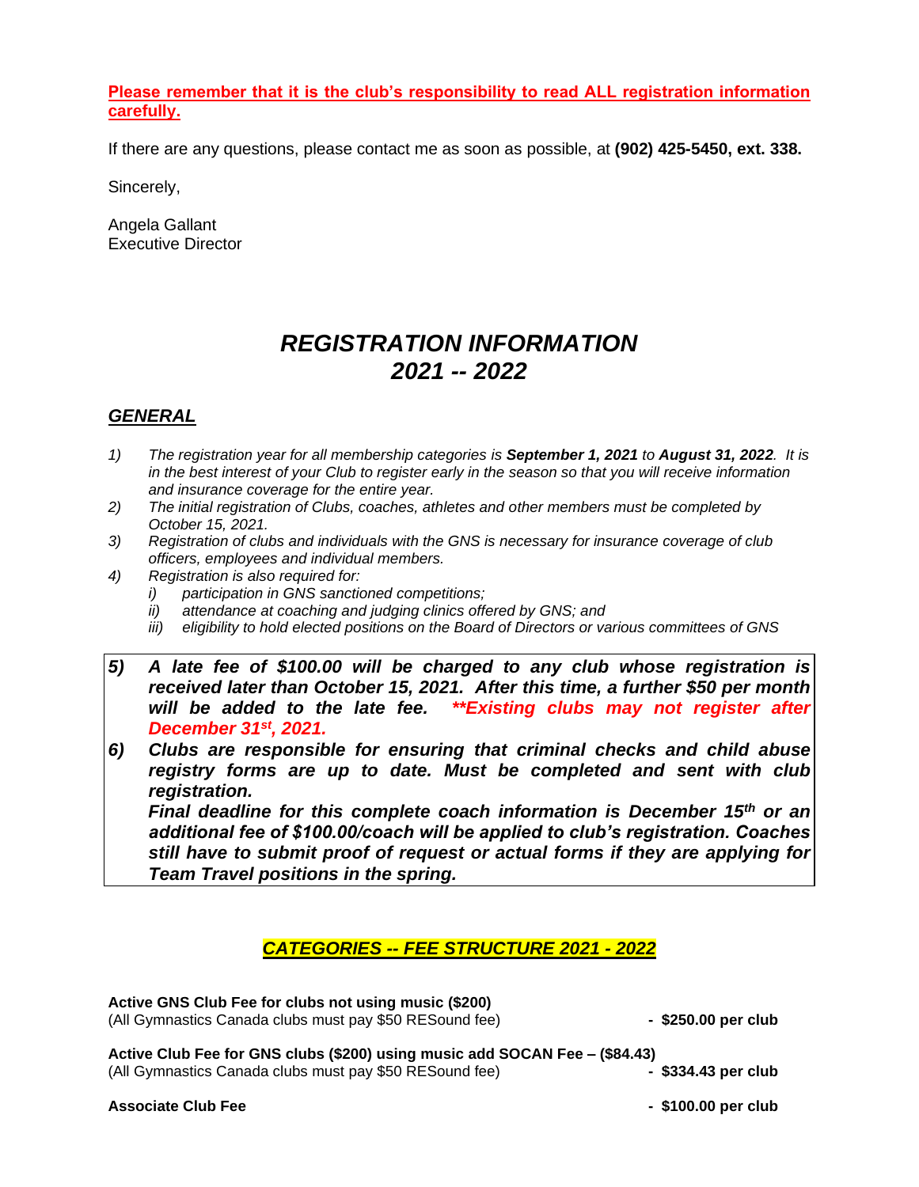**Please remember that it is the club's responsibility to read ALL registration information carefully.**

If there are any questions, please contact me as soon as possible, at **(902) 425-5450, ext. 338.**

Sincerely,

Angela Gallant
Executive Director

# *REGISTRATION INFORMATION 2021 -- 2022*

## *GENERAL*

1) *The registration year for all membership categories is **September 1, 2021** to **August 31, 2022**. It is in the best interest of your Club to register early in the season so that you will receive information and insurance coverage for the entire year.*
2) *The initial registration of Clubs, coaches, athletes and other members must be completed by October 15, 2021.*
3) *Registration of clubs and individuals with the GNS is necessary for insurance coverage of club officers, employees and individual members.*
4) *Registration is also required for:*
   i) *participation in GNS sanctioned competitions;*
   ii) *attendance at coaching and judging clinics offered by GNS; and*
   iii) *eligibility to hold elected positions on the Board of Directors or various committees of GNS*

5) ***A late fee of $100.00 will be charged to any club whose registration is received later than October 15, 2021. After this time, a further $50 per month will be added to the late fee. \*\*Existing clubs may not register after December 31st, 2021.***
6) ***Clubs are responsible for ensuring that criminal checks and child abuse registry forms are up to date. Must be completed and sent with club registration.***
   ***Final deadline for this complete coach information is December 15th or an additional fee of $100.00/coach will be applied to club's registration. Coaches still have to submit proof of request or actual forms if they are applying for Team Travel positions in the spring.***

## *CATEGORIES -- FEE STRUCTURE 2021 - 2022*

**Active GNS Club Fee for clubs not using music ($200)**
(All Gymnastics Canada clubs must pay $50 RESound fee) **- $250.00 per club**

**Active Club Fee for GNS clubs ($200) using music add SOCAN Fee – ($84.43)**
(All Gymnastics Canada clubs must pay $50 RESound fee) **- $334.43 per club**

**Associate Club Fee** **- $100.00 per club**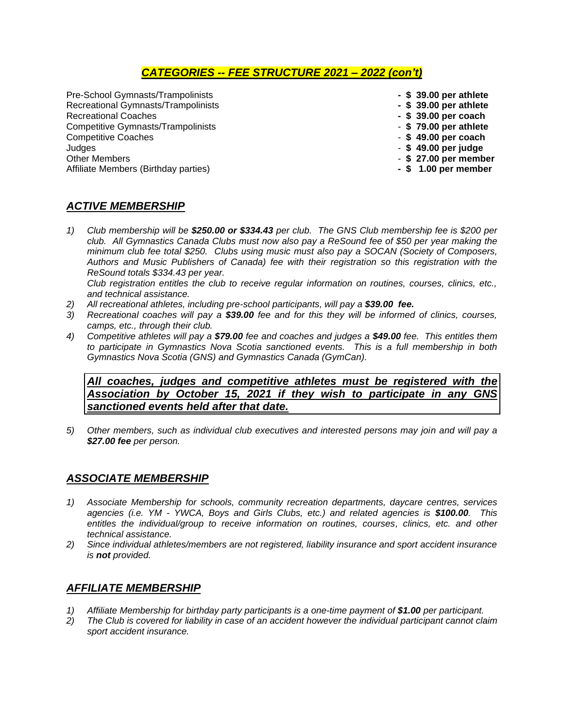## ***CATEGORIES -- FEE STRUCTURE 2021 – 2022 (con't)***

| | |
|---|---|
| Pre-School Gymnasts/Trampolinists | **- $ 39.00 per athlete** |
| Recreational Gymnasts/Trampolinists | **- $ 39.00 per athlete** |
| Recreational Coaches | **- $ 39.00 per coach** |
| Competitive Gymnasts/Trampolinists | - **$ 79.00 per athlete** |
| Competitive Coaches | - **$ 49.00 per coach** |
| Judges | - **$ 49.00 per judge** |
| Other Members | - **$ 27.00 per member** |
| Affiliate Members (Birthday parties) | **- $ 1.00 per member** |

## ***ACTIVE MEMBERSHIP***

1) *Club membership will be **$250.00 or $334.43** per club. The GNS Club membership fee is $200 per club. All Gymnastics Canada Clubs must now also pay a ReSound fee of $50 per year making the minimum club fee total $250. Clubs using music must also pay a SOCAN (Society of Composers, Authors and Music Publishers of Canada) fee with their registration so this registration with the ReSound totals $334.43 per year.*

   *Club registration entitles the club to receive regular information on routines, courses, clinics, etc., and technical assistance.*
2) *All recreational athletes, including pre-school participants, will pay a **$39.00 fee.***
3) *Recreational coaches will pay a **$39.00** fee and for this they will be informed of clinics, courses, camps, etc., through their club.*
4) *Competitive athletes will pay a **$79.00** fee and coaches and judges a **$49.00** fee. This entitles them to participate in Gymnastics Nova Scotia sanctioned events. This is a full membership in both Gymnastics Nova Scotia (GNS) and Gymnastics Canada (GymCan).*

***All coaches, judges and competitive athletes must be registered with the Association by October 15, 2021 if they wish to participate in any GNS sanctioned events held after that date.***

5) *Other members, such as individual club executives and interested persons may join and will pay a **$27.00 fee** per person.*

## ***ASSOCIATE MEMBERSHIP***

1) *Associate Membership for schools, community recreation departments, daycare centres, services agencies (i.e. YM - YWCA, Boys and Girls Clubs, etc.) and related agencies is **$100.00**. This entitles the individual/group to receive information on routines, courses, clinics, etc. and other technical assistance.*
2) *Since individual athletes/members are not registered, liability insurance and sport accident insurance is **not** provided.*

## ***AFFILIATE MEMBERSHIP***

1) *Affiliate Membership for birthday party participants is a one-time payment of **$1.00** per participant.*
2) *The Club is covered for liability in case of an accident however the individual participant cannot claim sport accident insurance.*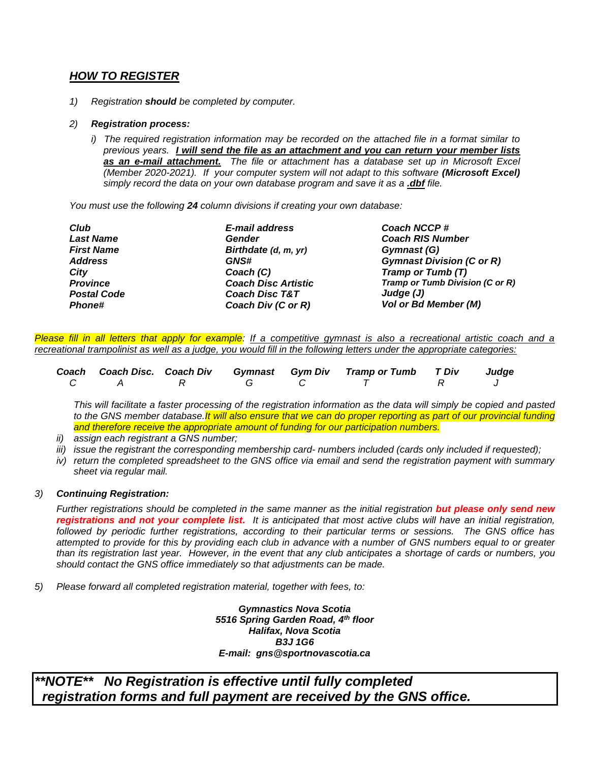## ***HOW TO REGISTER***

1) *Registration **should** be completed by computer.*

2) ***Registration process:***

   i) *The required registration information may be recorded on the attached file in a format similar to previous years. **I will send the file as an attachment and you can return your member lists as an e-mail attachment.** The file or attachment has a database set up in Microsoft Excel (Member 2020-2021). If your computer system will not adapt to this software **(Microsoft Excel)** simply record the data on your own database program and save it as a **.dbf** file.*

*You must use the following **24** column divisions if creating your own database:*

| | | |
|---|---|---|
| ***Club*** | ***E-mail address*** | ***Coach NCCP #*** |
| ***Last Name*** | ***Gender*** | ***Coach RIS Number*** |
| ***First Name*** | ***Birthdate (d, m, yr)*** | ***Gymnast (G)*** |
| ***Address*** | ***GNS#*** | ***Gymnast Division (C or R)*** |
| ***City*** | ***Coach (C)*** | ***Tramp or Tumb (T)*** |
| ***Province*** | ***Coach Disc Artistic*** | ***Tramp or Tumb Division (C or R)*** |
| ***Postal Code*** | ***Coach Disc T&T*** | ***Judge (J)*** |
| ***Phone#*** | ***Coach Div (C or R)*** | ***Vol or Bd Member (M)*** |

*Please fill in all letters that apply for example: If a competitive gymnast is also a recreational artistic coach and a recreational trampolinist as well as a judge, you would fill in the following letters under the appropriate categories:*

| ***Coach*** | ***Coach Disc.*** | ***Coach Div*** | ***Gymnast*** | ***Gym Div*** | ***Tramp or Tumb*** | ***T Div*** | ***Judge*** |
|---|---|---|---|---|---|---|---|
| *C* | *A* | *R* | *G* | *C* | *T* | *R* | *J* |

*This will facilitate a faster processing of the registration information as the data will simply be copied and pasted to the GNS member database. It will also ensure that we can do proper reporting as part of our provincial funding and therefore receive the appropriate amount of funding for our participation numbers.*

   ii) *assign each registrant a GNS number;*

   iii) *issue the registrant the corresponding membership card- numbers included (cards only included if requested);*

   iv) *return the completed spreadsheet to the GNS office via email and send the registration payment with summary sheet via regular mail.*

3) ***Continuing Registration:***

*Further registrations should be completed in the same manner as the initial registration **but please only send new registrations and not your complete list.** It is anticipated that most active clubs will have an initial registration, followed by periodic further registrations, according to their particular terms or sessions. The GNS office has attempted to provide for this by providing each club in advance with a number of GNS numbers equal to or greater than its registration last year. However, in the event that any club anticipates a shortage of cards or numbers, you should contact the GNS office immediately so that adjustments can be made.*

5) *Please forward all completed registration material, together with fees, to:*

***Gymnastics Nova Scotia***
***5516 Spring Garden Road, 4th floor***
***Halifax, Nova Scotia***
***B3J 1G6***
***E-mail: gns@sportnovascotia.ca***

***\*\*NOTE\*\* No Registration is effective until fully completed registration forms and full payment are received by the GNS office.***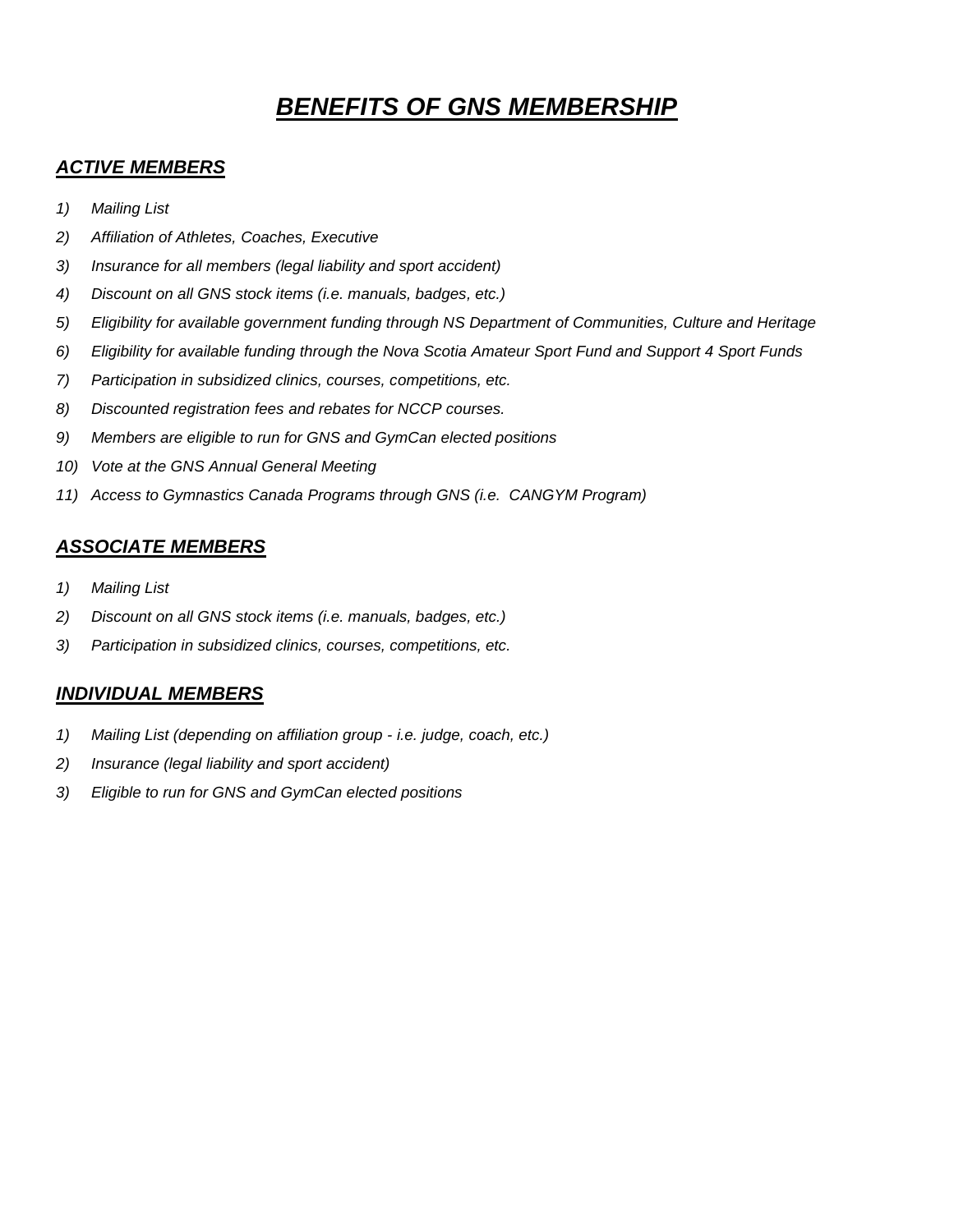# ***BENEFITS OF GNS MEMBERSHIP***

## ***ACTIVE MEMBERS***

1) *Mailing List*
2) *Affiliation of Athletes, Coaches, Executive*
3) *Insurance for all members (legal liability and sport accident)*
4) *Discount on all GNS stock items (i.e. manuals, badges, etc.)*
5) *Eligibility for available government funding through NS Department of Communities, Culture and Heritage*
6) *Eligibility for available funding through the Nova Scotia Amateur Sport Fund and Support 4 Sport Funds*
7) *Participation in subsidized clinics, courses, competitions, etc.*
8) *Discounted registration fees and rebates for NCCP courses.*
9) *Members are eligible to run for GNS and GymCan elected positions*
10) *Vote at the GNS Annual General Meeting*
11) *Access to Gymnastics Canada Programs through GNS (i.e. CANGYM Program)*

## ***ASSOCIATE MEMBERS***

1) *Mailing List*
2) *Discount on all GNS stock items (i.e. manuals, badges, etc.)*
3) *Participation in subsidized clinics, courses, competitions, etc.*

## ***INDIVIDUAL MEMBERS***

1) *Mailing List (depending on affiliation group - i.e. judge, coach, etc.)*
2) *Insurance (legal liability and sport accident)*
3) *Eligible to run for GNS and GymCan elected positions*